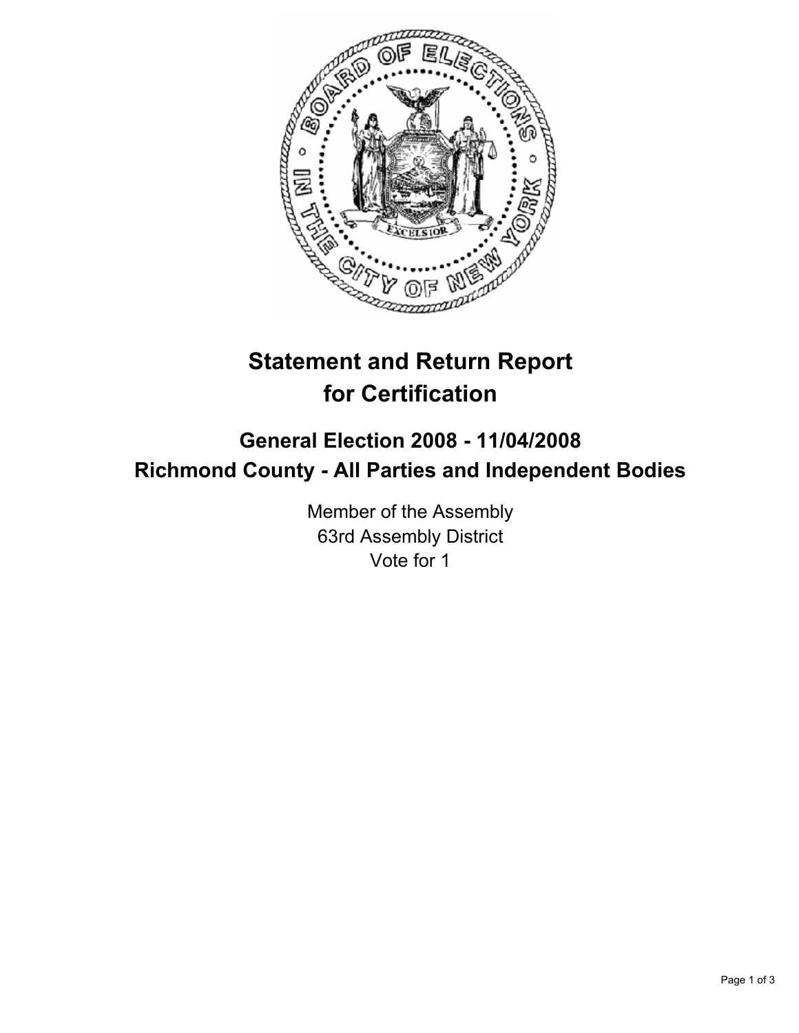# Statement and Return Report for Certification

## General Election 2008 - 11/04/2008

## Richmond County - All Parties and Independent Bodies

Member of the Assembly
63rd Assembly District
Vote for 1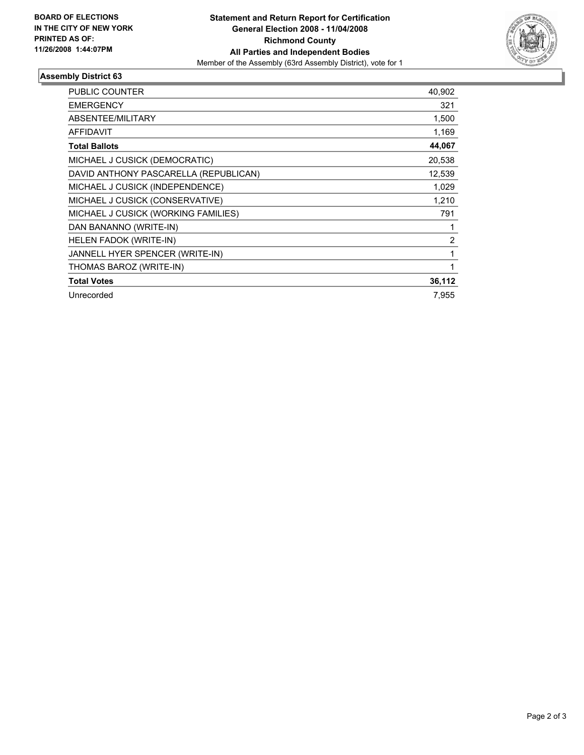**BOARD OF ELECTIONS IN THE CITY OF NEW YORK PRINTED AS OF: 11/26/2008 1:44:07PM**

**Statement and Return Report for Certification**
**General Election 2008 - 11/04/2008**
**Richmond County**
**All Parties and Independent Bodies**
Member of the Assembly (63rd Assembly District), vote for 1

## Assembly District 63

| | |
|---|---|
| PUBLIC COUNTER | 40,902 |
| EMERGENCY | 321 |
| ABSENTEE/MILITARY | 1,500 |
| AFFIDAVIT | 1,169 |
| **Total Ballots** | **44,067** |
| MICHAEL J CUSICK (DEMOCRATIC) | 20,538 |
| DAVID ANTHONY PASCARELLA (REPUBLICAN) | 12,539 |
| MICHAEL J CUSICK (INDEPENDENCE) | 1,029 |
| MICHAEL J CUSICK (CONSERVATIVE) | 1,210 |
| MICHAEL J CUSICK (WORKING FAMILIES) | 791 |
| DAN BANANNO (WRITE-IN) | 1 |
| HELEN FADOK (WRITE-IN) | 2 |
| JANNELL HYER SPENCER (WRITE-IN) | 1 |
| THOMAS BAROZ (WRITE-IN) | 1 |
| **Total Votes** | **36,112** |
| Unrecorded | 7,955 |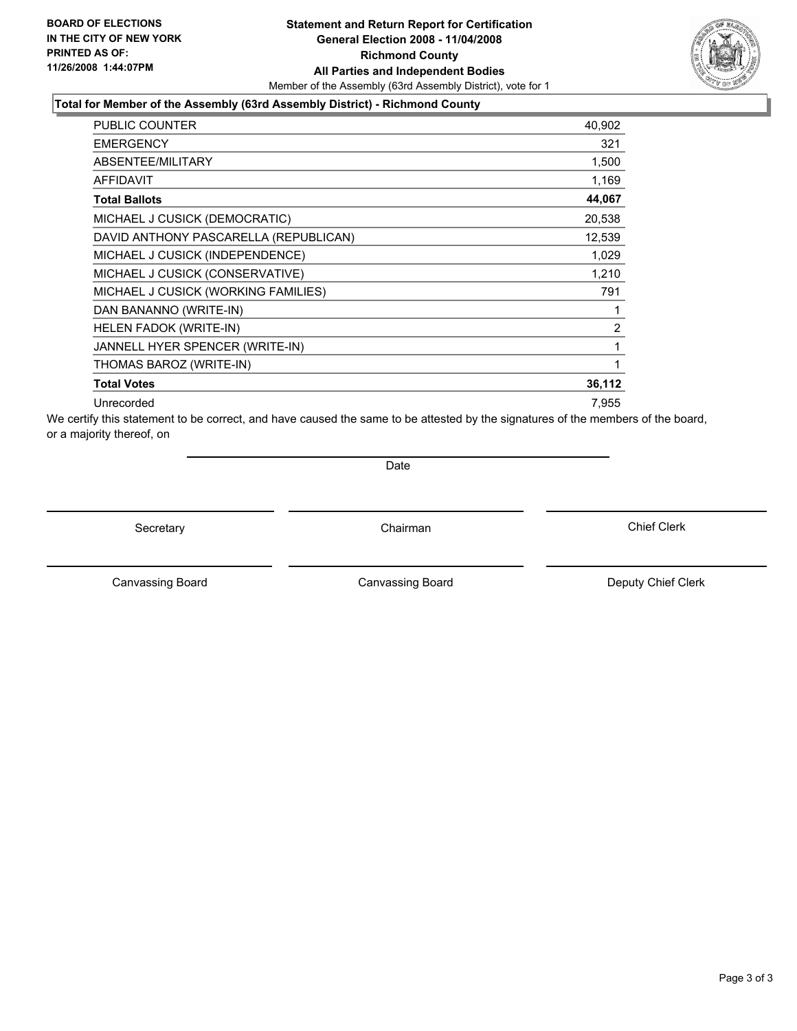**BOARD OF ELECTIONS IN THE CITY OF NEW YORK PRINTED AS OF: 11/26/2008 1:44:07PM**

**Statement and Return Report for Certification**
**General Election 2008 - 11/04/2008**
**Richmond County**
**All Parties and Independent Bodies**
Member of the Assembly (63rd Assembly District), vote for 1

### Total for Member of the Assembly (63rd Assembly District) - Richmond County

| | |
|---|---|
| PUBLIC COUNTER | 40,902 |
| EMERGENCY | 321 |
| ABSENTEE/MILITARY | 1,500 |
| AFFIDAVIT | 1,169 |
| **Total Ballots** | **44,067** |
| MICHAEL J CUSICK (DEMOCRATIC) | 20,538 |
| DAVID ANTHONY PASCARELLA (REPUBLICAN) | 12,539 |
| MICHAEL J CUSICK (INDEPENDENCE) | 1,029 |
| MICHAEL J CUSICK (CONSERVATIVE) | 1,210 |
| MICHAEL J CUSICK (WORKING FAMILIES) | 791 |
| DAN BANANNO (WRITE-IN) | 1 |
| HELEN FADOK (WRITE-IN) | 2 |
| JANNELL HYER SPENCER (WRITE-IN) | 1 |
| THOMAS BAROZ (WRITE-IN) | 1 |
| **Total Votes** | **36,112** |
| Unrecorded | 7,955 |

We certify this statement to be correct, and have caused the same to be attested by the signatures of the members of the board, or a majority thereof, on

Date

Secretary

Chairman

Chief Clerk

Canvassing Board

Canvassing Board

Deputy Chief Clerk